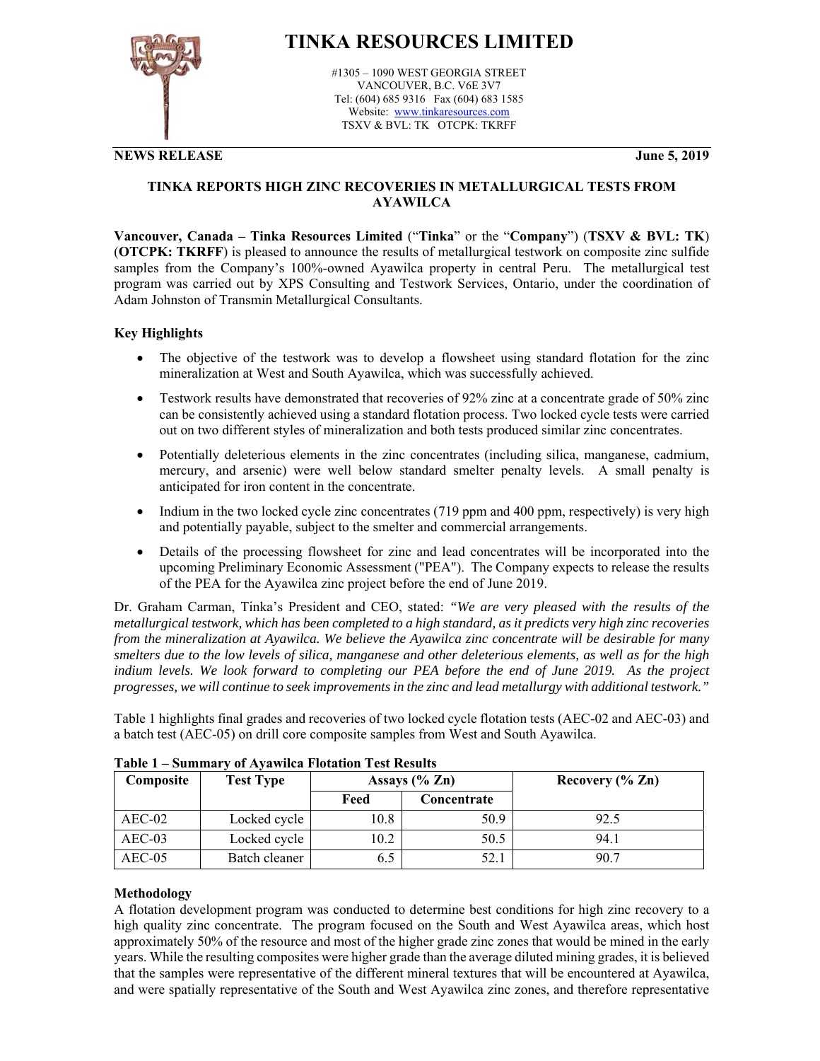# TINKA RESOURCES LIMITED

#1305 – 1090 WEST GEORGIA STREET
VANCOUVER, B.C. V6E 3V7
Tel: (604) 685 9316 Fax (604) 683 1585
Website: www.tinkaresources.com
TSXV & BVL: TK OTCPK: TKRFF

**NEWS RELEASE** **June 5, 2019**

## TINKA REPORTS HIGH ZINC RECOVERIES IN METALLURGICAL TESTS FROM AYAWILCA

**Vancouver, Canada – Tinka Resources Limited** ("**Tinka**" or the "**Company**") (**TSXV & BVL: TK**) (**OTCPK: TKRFF**) is pleased to announce the results of metallurgical testwork on composite zinc sulfide samples from the Company's 100%-owned Ayawilca property in central Peru. The metallurgical test program was carried out by XPS Consulting and Testwork Services, Ontario, under the coordination of Adam Johnston of Transmin Metallurgical Consultants.

### Key Highlights

- The objective of the testwork was to develop a flowsheet using standard flotation for the zinc mineralization at West and South Ayawilca, which was successfully achieved.
- Testwork results have demonstrated that recoveries of 92% zinc at a concentrate grade of 50% zinc can be consistently achieved using a standard flotation process. Two locked cycle tests were carried out on two different styles of mineralization and both tests produced similar zinc concentrates.
- Potentially deleterious elements in the zinc concentrates (including silica, manganese, cadmium, mercury, and arsenic) were well below standard smelter penalty levels. A small penalty is anticipated for iron content in the concentrate.
- Indium in the two locked cycle zinc concentrates (719 ppm and 400 ppm, respectively) is very high and potentially payable, subject to the smelter and commercial arrangements.
- Details of the processing flowsheet for zinc and lead concentrates will be incorporated into the upcoming Preliminary Economic Assessment ("PEA"). The Company expects to release the results of the PEA for the Ayawilca zinc project before the end of June 2019.

Dr. Graham Carman, Tinka's President and CEO, stated: *"We are very pleased with the results of the metallurgical testwork, which has been completed to a high standard, as it predicts very high zinc recoveries from the mineralization at Ayawilca. We believe the Ayawilca zinc concentrate will be desirable for many smelters due to the low levels of silica, manganese and other deleterious elements, as well as for the high indium levels. We look forward to completing our PEA before the end of June 2019. As the project progresses, we will continue to seek improvements in the zinc and lead metallurgy with additional testwork."*

Table 1 highlights final grades and recoveries of two locked cycle flotation tests (AEC-02 and AEC-03) and a batch test (AEC-05) on drill core composite samples from West and South Ayawilca.

**Table 1 – Summary of Ayawilca Flotation Test Results**

| Composite | Test Type | Assays (% Zn) | | Recovery (% Zn) |
|---|---|---|---|---|
| | | Feed | Concentrate | |
| AEC-02 | Locked cycle | 10.8 | 50.9 | 92.5 |
| AEC-03 | Locked cycle | 10.2 | 50.5 | 94.1 |
| AEC-05 | Batch cleaner | 6.5 | 52.1 | 90.7 |

### Methodology

A flotation development program was conducted to determine best conditions for high zinc recovery to a high quality zinc concentrate. The program focused on the South and West Ayawilca areas, which host approximately 50% of the resource and most of the higher grade zinc zones that would be mined in the early years. While the resulting composites were higher grade than the average diluted mining grades, it is believed that the samples were representative of the different mineral textures that will be encountered at Ayawilca, and were spatially representative of the South and West Ayawilca zinc zones, and therefore representative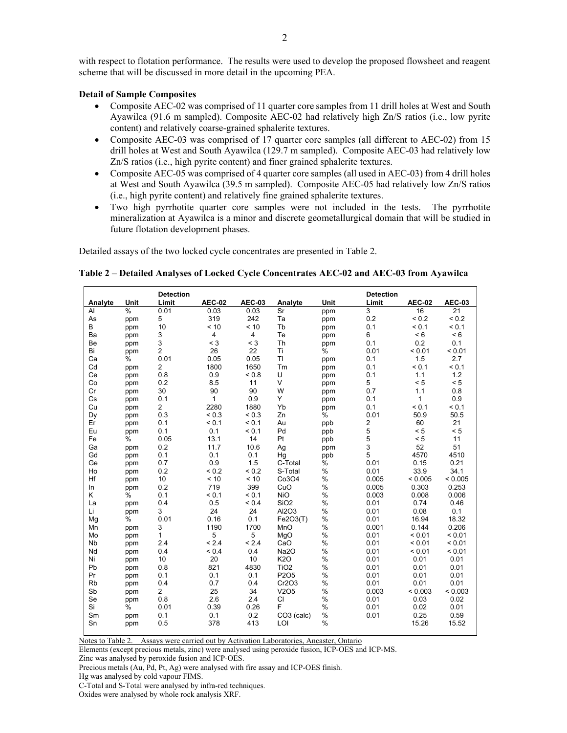with respect to flotation performance. The results were used to develop the proposed flowsheet and reagent scheme that will be discussed in more detail in the upcoming PEA.

**Detail of Sample Composites**

- Composite AEC-02 was comprised of 11 quarter core samples from 11 drill holes at West and South Ayawilca (91.6 m sampled). Composite AEC-02 had relatively high Zn/S ratios (i.e., low pyrite content) and relatively coarse-grained sphalerite textures.
- Composite AEC-03 was comprised of 17 quarter core samples (all different to AEC-02) from 15 drill holes at West and South Ayawilca (129.7 m sampled). Composite AEC-03 had relatively low Zn/S ratios (i.e., high pyrite content) and finer grained sphalerite textures.
- Composite AEC-05 was comprised of 4 quarter core samples (all used in AEC-03) from 4 drill holes at West and South Ayawilca (39.5 m sampled). Composite AEC-05 had relatively low Zn/S ratios (i.e., high pyrite content) and relatively fine grained sphalerite textures.
- Two high pyrrhotite quarter core samples were not included in the tests. The pyrrhotite mineralization at Ayawilca is a minor and discrete geometallurgical domain that will be studied in future flotation development phases.

Detailed assays of the two locked cycle concentrates are presented in Table 2.

**Table 2 – Detailed Analyses of Locked Cycle Concentrates AEC-02 and AEC-03 from Ayawilca**

| Analyte | Unit | Detection Limit | AEC-02 | AEC-03 | Analyte | Unit | Detection Limit | AEC-02 | AEC-03 |
|---|---|---|---|---|---|---|---|---|---|
| Al | % | 0.01 | 0.03 | 0.03 | Sr | ppm | 3 | 16 | 21 |
| As | ppm | 5 | 319 | 242 | Ta | ppm | 0.2 | < 0.2 | < 0.2 |
| B | ppm | 10 | < 10 | < 10 | Tb | ppm | 0.1 | < 0.1 | < 0.1 |
| Ba | ppm | 3 | 4 | 4 | Te | ppm | 6 | < 6 | < 6 |
| Be | ppm | 3 | < 3 | < 3 | Th | ppm | 0.1 | 0.2 | 0.1 |
| Bi | ppm | 2 | 26 | 22 | Ti | % | 0.01 | < 0.01 | < 0.01 |
| Ca | % | 0.01 | 0.05 | 0.05 | Tl | ppm | 0.1 | 1.5 | 2.7 |
| Cd | ppm | 2 | 1800 | 1650 | Tm | ppm | 0.1 | < 0.1 | < 0.1 |
| Ce | ppm | 0.8 | 0.9 | < 0.8 | U | ppm | 0.1 | 1.1 | 1.2 |
| Co | ppm | 0.2 | 8.5 | 11 | V | ppm | 5 | < 5 | < 5 |
| Cr | ppm | 30 | 90 | 90 | W | ppm | 0.7 | 1.1 | 0.8 |
| Cs | ppm | 0.1 | 1 | 0.9 | Y | ppm | 0.1 | 1 | 0.9 |
| Cu | ppm | 2 | 2280 | 1880 | Yb | ppm | 0.1 | < 0.1 | < 0.1 |
| Dy | ppm | 0.3 | < 0.3 | < 0.3 | Zn | % | 0.01 | 50.9 | 50.5 |
| Er | ppm | 0.1 | < 0.1 | < 0.1 | Au | ppb | 2 | 60 | 21 |
| Eu | ppm | 0.1 | 0.1 | < 0.1 | Pd | ppb | 5 | < 5 | < 5 |
| Fe | % | 0.05 | 13.1 | 14 | Pt | ppb | 5 | < 5 | 11 |
| Ga | ppm | 0.2 | 11.7 | 10.6 | Ag | ppm | 3 | 52 | 51 |
| Gd | ppm | 0.1 | 0.1 | 0.1 | Hg | ppb | 5 | 4570 | 4510 |
| Ge | ppm | 0.7 | 0.9 | 1.5 | C-Total | % | 0.01 | 0.15 | 0.21 |
| Ho | ppm | 0.2 | < 0.2 | < 0.2 | S-Total | % | 0.01 | 33.9 | 34.1 |
| Hf | ppm | 10 | < 10 | < 10 | $Co_3O_4$ | % | 0.005 | < 0.005 | < 0.005 |
| In | ppm | 0.2 | 719 | 399 | CuO | % | 0.005 | 0.303 | 0.253 |
| K | % | 0.1 | < 0.1 | < 0.1 | NiO | % | 0.003 | 0.008 | 0.006 |
| La | ppm | 0.4 | 0.5 | < 0.4 | $SiO_2$ | % | 0.01 | 0.74 | 0.46 |
| Li | ppm | 3 | 24 | 24 | $Al_2O_3$ | % | 0.01 | 0.08 | 0.1 |
| Mg | % | 0.01 | 0.16 | 0.1 | $Fe_2O_3$(T) | % | 0.01 | 16.94 | 18.32 |
| Mn | ppm | 3 | 1190 | 1700 | MnO | % | 0.001 | 0.144 | 0.206 |
| Mo | ppm | 1 | 5 | 5 | MgO | % | 0.01 | < 0.01 | < 0.01 |
| Nb | ppm | 2.4 | < 2.4 | < 2.4 | CaO | % | 0.01 | < 0.01 | < 0.01 |
| Nd | ppm | 0.4 | < 0.4 | 0.4 | $Na_2O$ | % | 0.01 | < 0.01 | < 0.01 |
| Ni | ppm | 10 | 20 | 10 | $K_2O$ | % | 0.01 | 0.01 | 0.01 |
| Pb | ppm | 0.8 | 821 | 4830 | $TiO_2$ | % | 0.01 | 0.01 | 0.01 |
| Pr | ppm | 0.1 | 0.1 | 0.1 | $P_2O_5$ | % | 0.01 | 0.01 | 0.01 |
| Rb | ppm | 0.4 | 0.7 | 0.4 | $Cr_2O_3$ | % | 0.01 | 0.01 | 0.01 |
| Sb | ppm | 2 | 25 | 34 | $V_2O_5$ | % | 0.003 | < 0.003 | < 0.003 |
| Se | ppm | 0.8 | 2.6 | 2.4 | Cl | % | 0.01 | 0.03 | 0.02 |
| Si | % | 0.01 | 0.39 | 0.26 | F | % | 0.01 | 0.02 | 0.01 |
| Sm | ppm | 0.1 | 0.1 | 0.2 | $CO_3$ (calc) | % | 0.01 | 0.25 | 0.59 |
| Sn | ppm | 0.5 | 378 | 413 | LOI | % | | 15.26 | 15.52 |

Notes to Table 2. Assays were carried out by Activation Laboratories, Ancaster, Ontario

Elements (except precious metals, zinc) were analysed using peroxide fusion, ICP-OES and ICP-MS.

Zinc was analysed by peroxide fusion and ICP-OES.

Precious metals (Au, Pd, Pt, Ag) were analysed with fire assay and ICP-OES finish.

Hg was analysed by cold vapour FIMS.

C-Total and S-Total were analysed by infra-red techniques.

Oxides were analysed by whole rock analysis XRF.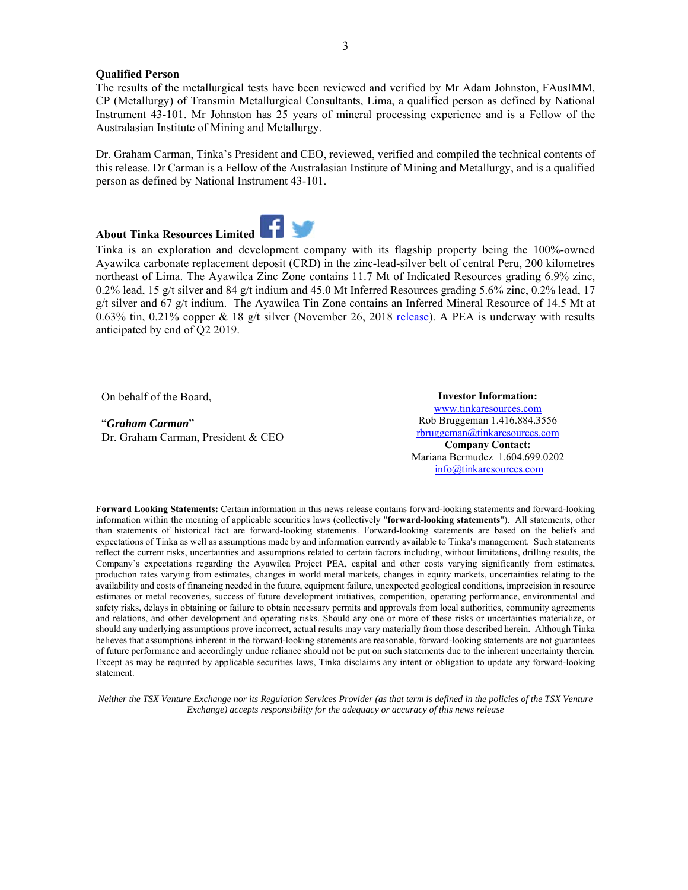**Qualified Person**

The results of the metallurgical tests have been reviewed and verified by Mr Adam Johnston, FAusIMM, CP (Metallurgy) of Transmin Metallurgical Consultants, Lima, a qualified person as defined by National Instrument 43-101. Mr Johnston has 25 years of mineral processing experience and is a Fellow of the Australasian Institute of Mining and Metallurgy.

Dr. Graham Carman, Tinka's President and CEO, reviewed, verified and compiled the technical contents of this release. Dr Carman is a Fellow of the Australasian Institute of Mining and Metallurgy, and is a qualified person as defined by National Instrument 43-101.

**About Tinka Resources Limited**

Tinka is an exploration and development company with its flagship property being the 100%-owned Ayawilca carbonate replacement deposit (CRD) in the zinc-lead-silver belt of central Peru, 200 kilometres northeast of Lima. The Ayawilca Zinc Zone contains 11.7 Mt of Indicated Resources grading 6.9% zinc, 0.2% lead, 15 g/t silver and 84 g/t indium and 45.0 Mt Inferred Resources grading 5.6% zinc, 0.2% lead, 17 g/t silver and 67 g/t indium. The Ayawilca Tin Zone contains an Inferred Mineral Resource of 14.5 Mt at 0.63% tin, 0.21% copper & 18 g/t silver (November 26, 2018 release). A PEA is underway with results anticipated by end of Q2 2019.

On behalf of the Board,

"***Graham Carman***"
Dr. Graham Carman, President & CEO

**Investor Information:**
www.tinkaresources.com
Rob Bruggeman 1.416.884.3556
rbruggeman@tinkaresources.com
**Company Contact:**
Mariana Bermudez 1.604.699.0202
info@tinkaresources.com

**Forward Looking Statements:** Certain information in this news release contains forward-looking statements and forward-looking information within the meaning of applicable securities laws (collectively "**forward-looking statements**"). All statements, other than statements of historical fact are forward-looking statements. Forward-looking statements are based on the beliefs and expectations of Tinka as well as assumptions made by and information currently available to Tinka's management. Such statements reflect the current risks, uncertainties and assumptions related to certain factors including, without limitations, drilling results, the Company's expectations regarding the Ayawilca Project PEA, capital and other costs varying significantly from estimates, production rates varying from estimates, changes in world metal markets, changes in equity markets, uncertainties relating to the availability and costs of financing needed in the future, equipment failure, unexpected geological conditions, imprecision in resource estimates or metal recoveries, success of future development initiatives, competition, operating performance, environmental and safety risks, delays in obtaining or failure to obtain necessary permits and approvals from local authorities, community agreements and relations, and other development and operating risks. Should any one or more of these risks or uncertainties materialize, or should any underlying assumptions prove incorrect, actual results may vary materially from those described herein. Although Tinka believes that assumptions inherent in the forward-looking statements are reasonable, forward-looking statements are not guarantees of future performance and accordingly undue reliance should not be put on such statements due to the inherent uncertainty therein. Except as may be required by applicable securities laws, Tinka disclaims any intent or obligation to update any forward-looking statement.

*Neither the TSX Venture Exchange nor its Regulation Services Provider (as that term is defined in the policies of the TSX Venture Exchange) accepts responsibility for the adequacy or accuracy of this news release*